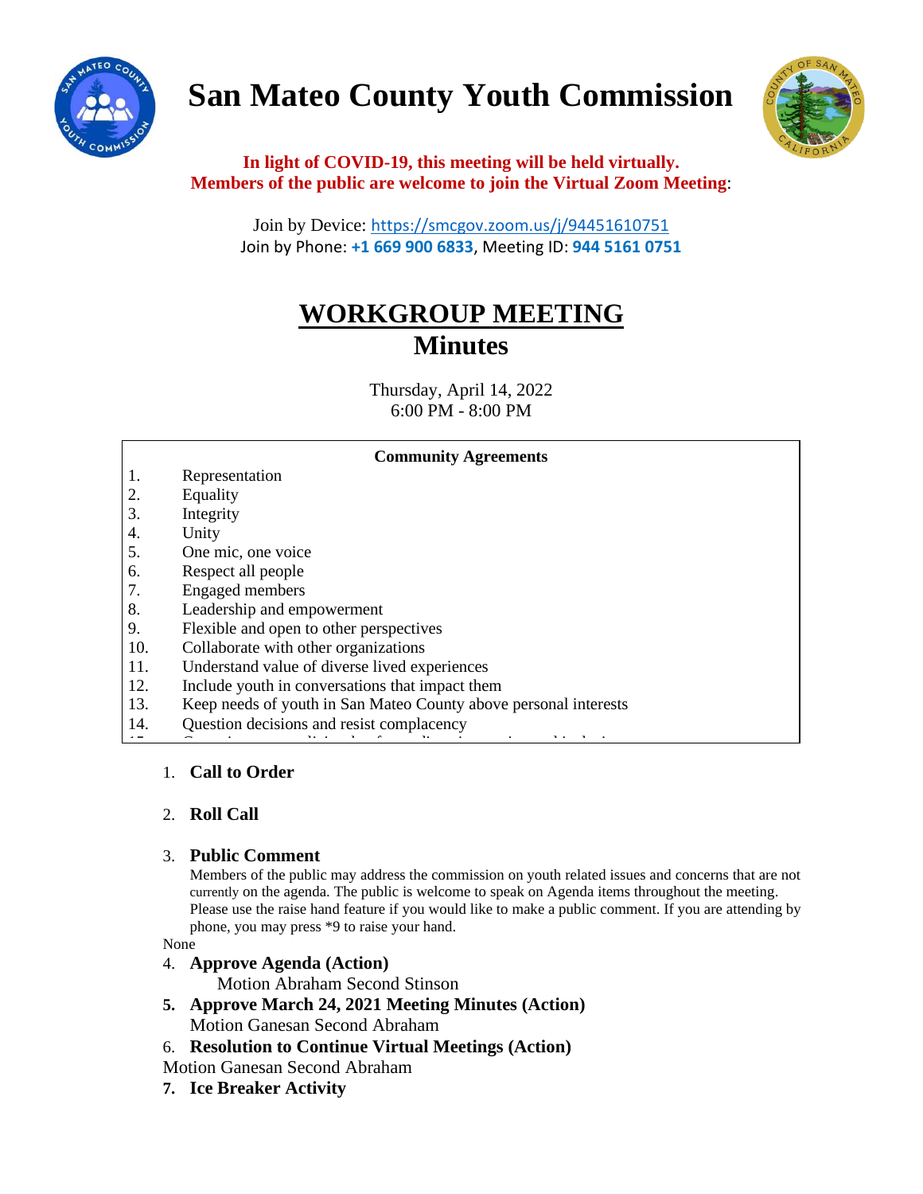# San Mateo County Youth Commission

**In light of COVID-19, this meeting will be held virtually.**
**Members of the public are welcome to join the Virtual Zoom Meeting**:

Join by Device: https://smcgov.zoom.us/j/94451610751
Join by Phone: **+1 669 900 6833**, Meeting ID: **944 5161 0751**

## WORKGROUP MEETING
## Minutes

Thursday, April 14, 2022
6:00 PM - 8:00 PM

**Community Agreements**

1. Representation
2. Equality
3. Integrity
4. Unity
5. One mic, one voice
6. Respect all people
7. Engaged members
8. Leadership and empowerment
9. Flexible and open to other perspectives
10. Collaborate with other organizations
11. Understand value of diverse lived experiences
12. Include youth in conversations that impact them
13. Keep needs of youth in San Mateo County above personal interests
14. Question decisions and resist complacency

1. **Call to Order**

2. **Roll Call**

3. **Public Comment**
   Members of the public may address the commission on youth related issues and concerns that are not currently on the agenda. The public is welcome to speak on Agenda items throughout the meeting. Please use the raise hand feature if you would like to make a public comment. If you are attending by phone, you may press *9 to raise your hand.

None

4. **Approve Agenda (Action)**
   Motion Abraham Second Stinson
5. **Approve March 24, 2021 Meeting Minutes (Action)**
   Motion Ganesan Second Abraham
6. **Resolution to Continue Virtual Meetings (Action)**

Motion Ganesan Second Abraham

7. **Ice Breaker Activity**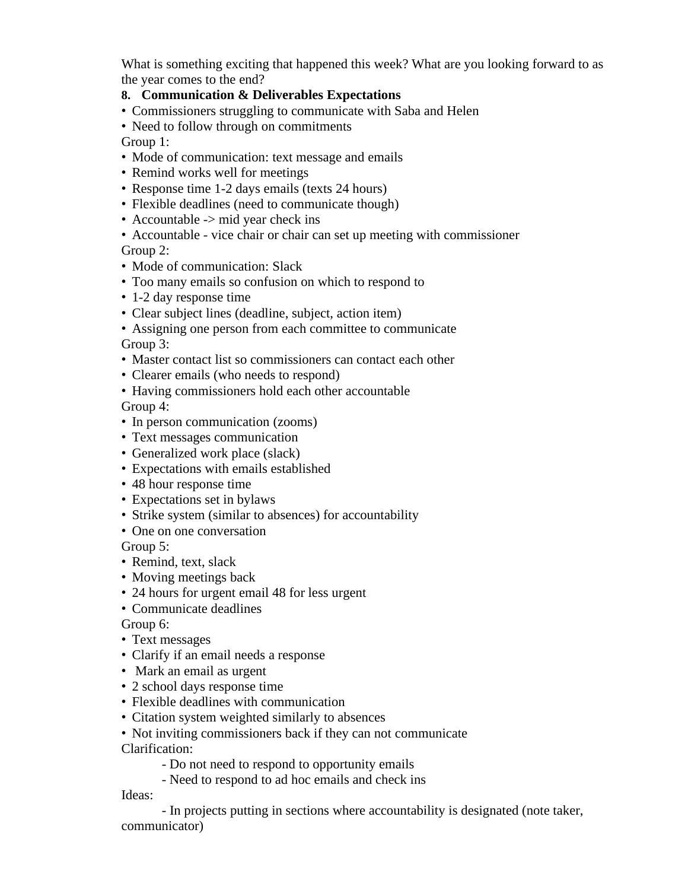What is something exciting that happened this week? What are you looking forward to as the year comes to the end?

**8. Communication & Deliverables Expectations**

- Commissioners struggling to communicate with Saba and Helen
- Need to follow through on commitments

Group 1:

- Mode of communication: text message and emails
- Remind works well for meetings
- Response time 1-2 days emails (texts 24 hours)
- Flexible deadlines (need to communicate though)
- Accountable -> mid year check ins
- Accountable - vice chair or chair can set up meeting with commissioner

Group 2:

- Mode of communication: Slack
- Too many emails so confusion on which to respond to
- 1-2 day response time
- Clear subject lines (deadline, subject, action item)
- Assigning one person from each committee to communicate

Group 3:

- Master contact list so commissioners can contact each other
- Clearer emails (who needs to respond)
- Having commissioners hold each other accountable

Group 4:

- In person communication (zooms)
- Text messages communication
- Generalized work place (slack)
- Expectations with emails established
- 48 hour response time
- Expectations set in bylaws
- Strike system (similar to absences) for accountability
- One on one conversation

Group 5:

- Remind, text, slack
- Moving meetings back
- 24 hours for urgent email 48 for less urgent
- Communicate deadlines

Group 6:

- Text messages
- Clarify if an email needs a response
- Mark an email as urgent
- 2 school days response time
- Flexible deadlines with communication
- Citation system weighted similarly to absences
- Not inviting commissioners back if they can not communicate

Clarification:

- Do not need to respond to opportunity emails
- Need to respond to ad hoc emails and check ins

Ideas:

- In projects putting in sections where accountability is designated (note taker, communicator)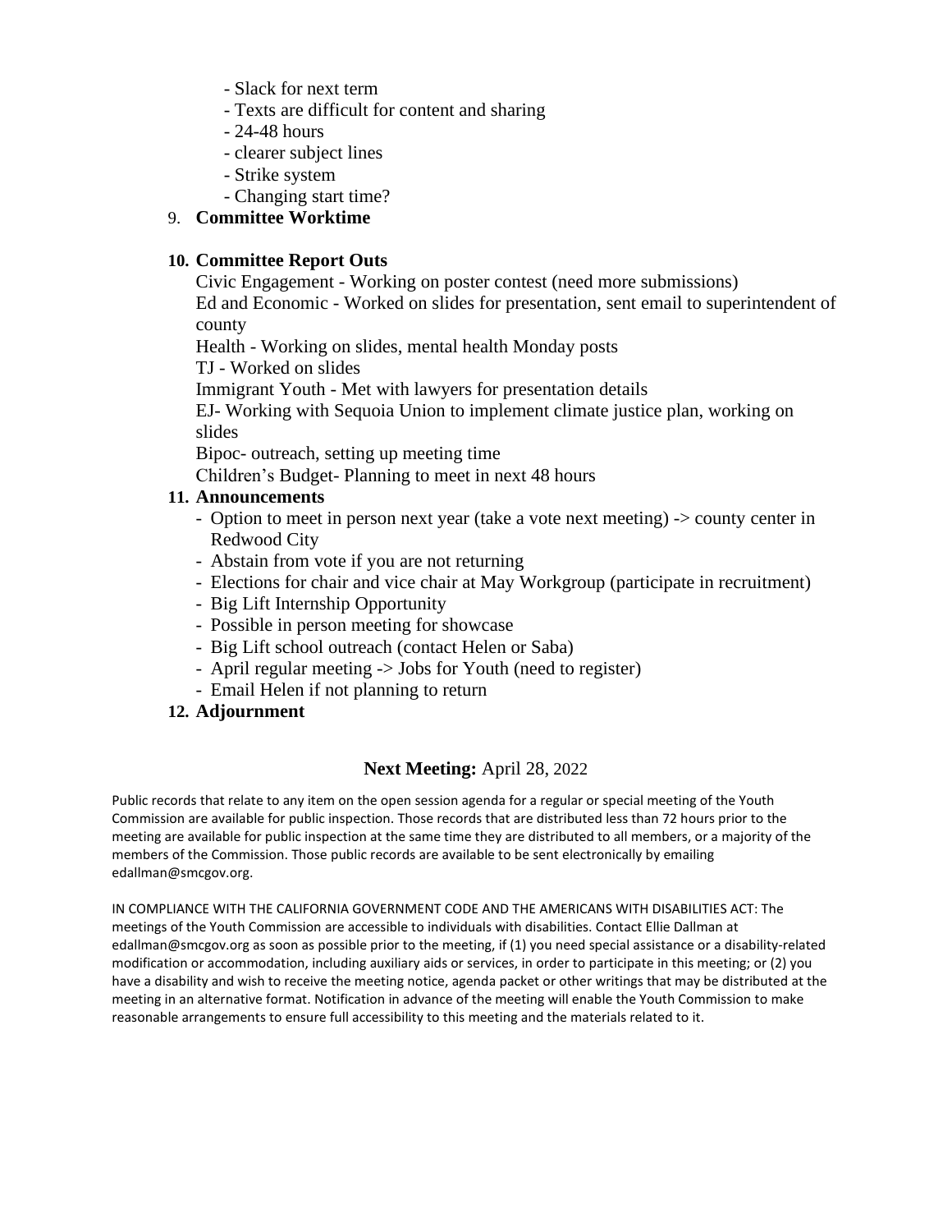- Slack for next term
- Texts are difficult for content and sharing
- 24-48 hours
- clearer subject lines
- Strike system
- Changing start time?

9. **Committee Worktime**

10. **Committee Report Outs**

    Civic Engagement - Working on poster contest (need more submissions)
    Ed and Economic - Worked on slides for presentation, sent email to superintendent of county
    Health - Working on slides, mental health Monday posts
    TJ - Worked on slides
    Immigrant Youth - Met with lawyers for presentation details
    EJ- Working with Sequoia Union to implement climate justice plan, working on slides
    Bipoc- outreach, setting up meeting time
    Children's Budget- Planning to meet in next 48 hours

11. **Announcements**
    - Option to meet in person next year (take a vote next meeting) -> county center in Redwood City
    - Abstain from vote if you are not returning
    - Elections for chair and vice chair at May Workgroup (participate in recruitment)
    - Big Lift Internship Opportunity
    - Possible in person meeting for showcase
    - Big Lift school outreach (contact Helen or Saba)
    - April regular meeting -> Jobs for Youth (need to register)
    - Email Helen if not planning to return

12. **Adjournment**

**Next Meeting:** April 28, 2022

Public records that relate to any item on the open session agenda for a regular or special meeting of the Youth Commission are available for public inspection. Those records that are distributed less than 72 hours prior to the meeting are available for public inspection at the same time they are distributed to all members, or a majority of the members of the Commission. Those public records are available to be sent electronically by emailing edallman@smcgov.org.

IN COMPLIANCE WITH THE CALIFORNIA GOVERNMENT CODE AND THE AMERICANS WITH DISABILITIES ACT: The meetings of the Youth Commission are accessible to individuals with disabilities. Contact Ellie Dallman at edallman@smcgov.org as soon as possible prior to the meeting, if (1) you need special assistance or a disability-related modification or accommodation, including auxiliary aids or services, in order to participate in this meeting; or (2) you have a disability and wish to receive the meeting notice, agenda packet or other writings that may be distributed at the meeting in an alternative format. Notification in advance of the meeting will enable the Youth Commission to make reasonable arrangements to ensure full accessibility to this meeting and the materials related to it.